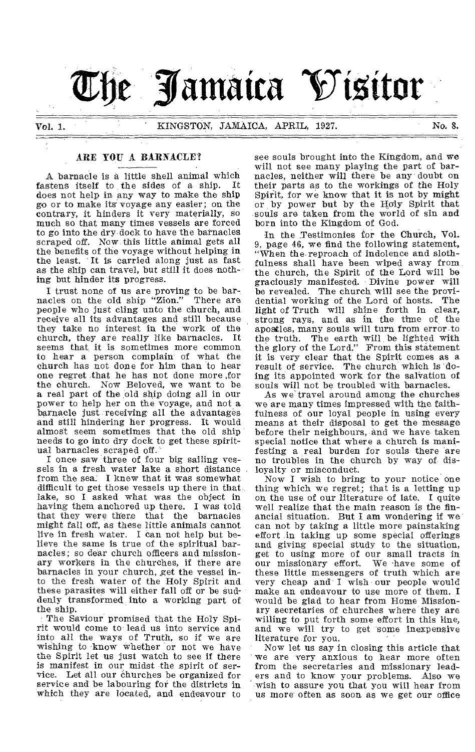# The Jamaica Visitor

Vol. 1. KINGSTON, JAMAICA, APRIL, 1927. No. 8.

## ARE YOU A BARNACLE?

A barnacle is a little shell animal which fastens itself to the sides of a ship. It does not help in any way to make the ship go or to make its voyage any easier; on the contrary, it hinders it very materially, so much so that many times vessels are forced to go into the dry dock to have the barnacles scraped off. Now this little animal gets all the benefits of the voyage without helping in the least. It is carried along just as fast as the ship can travel, but still it does nothing but hinder its progress.

I trust none of us are proving to be barnacles on the old ship "Zion." There are people who just cling unto the church, and receive all its advantages and still because they take no interest in the work of the church, they are really like barnacles. It seems that it is sometimes more common to hear a person complain of what the church has not done for him than to hear one regret that he has not done more for the church. Now Beloved, we want to be a real part of the old ship doing all in our power to help her on the voyage, and not a barnacle just receiving all the advantages and still hindering her progress. It would almost seem sometimes that the old ship needs to go into dry dock to get these spiritual barnacles scraped off.

I once saw three of four big sailing vessels in a fresh water lake a short distance from the sea. I knew that it was somewhat difficult to get those vessels up there in that lake, so I asked what was the object in having them anchored up there. I was told that they were there that the barnacles might fall off, as these little animals cannot live in fresh water. I can not help but believe the same is true of the spiritual barnacles; so dear church officers and missionary workers in the churches, if there are barnacles in your church, get the vessel into the fresh water of the Holy Spirit and these parasites will either fall off or be suddenly transformed into a working part of the ship.

The Saviour promised that the Holy Spirit would come to lead us into service and into all the ways of Truth, so if we are wishing to know whether or not we have the Spirit let us just watch to see if there is manifest in our midst the spirit of service. Let all our churches be organized for service and be labouring for the districts in which they are located, and endeavour to see souls brought into the Kingdom, and we will not see many playing the part of barnacles, neither will there be any doubt on their parts as to the workings of the Holy Spirit, for we know that it is not by might or by power but by the Holy Spirit that souls are taken from the world of sin and born into the Kingdom of God.

In the Testimonies for the Church, Vol. 9, page 46, we find the following statement, "When the reproach of indolence and slothfulness shall have been wiped away from the church, the Spirit of the Lord will be graciously manifested. Divine power will be revealed. The church will see the providential working of the Lord of hosts. The light of Truth will shine forth in clear, strong rays, and as in the time of the apostles, many souls will turn from error to the truth. The earth will be lighted with the glory of the Lord." From this statement it is very clear that the Spirit comes as a result of service. The church which is doing its appointed work for the salvation of souls will not be troubled with barnacles.

As we travel around among the churches we are many times impressed with the faithfulness of our loyal people in using every means at their disposal to get the message before their neighbours, and we have taken special notice that where a church is manifesting a real burden for souls there are no troubles in the church by way of disloyalty or misconduct.

Now I wish to bring to your notice one thing which we regret; that is a letting up on the use of our literature of late. I quite well realize that the main reason is the financial situation. But I am wondering if we can not by taking a little more painstaking effort in taking up some special offerings and giving special study to the situation, get to using more of our small tracts in our missionary effort. We have some of these little messengers of truth which are very cheap and I wish our people would make an endeavour to use more of them. I would be glad to hear from Home Missionary secretaries of churches where they are willing to put forth some effort in this line, and we will try to get some inexpensive literature for you.

Now let us say in closing this article that we are very anxious to hear more often from the secretaries and missionary leaders and to know your problems. Also we wish to assure you that you will hear from us more often as soon as we get our office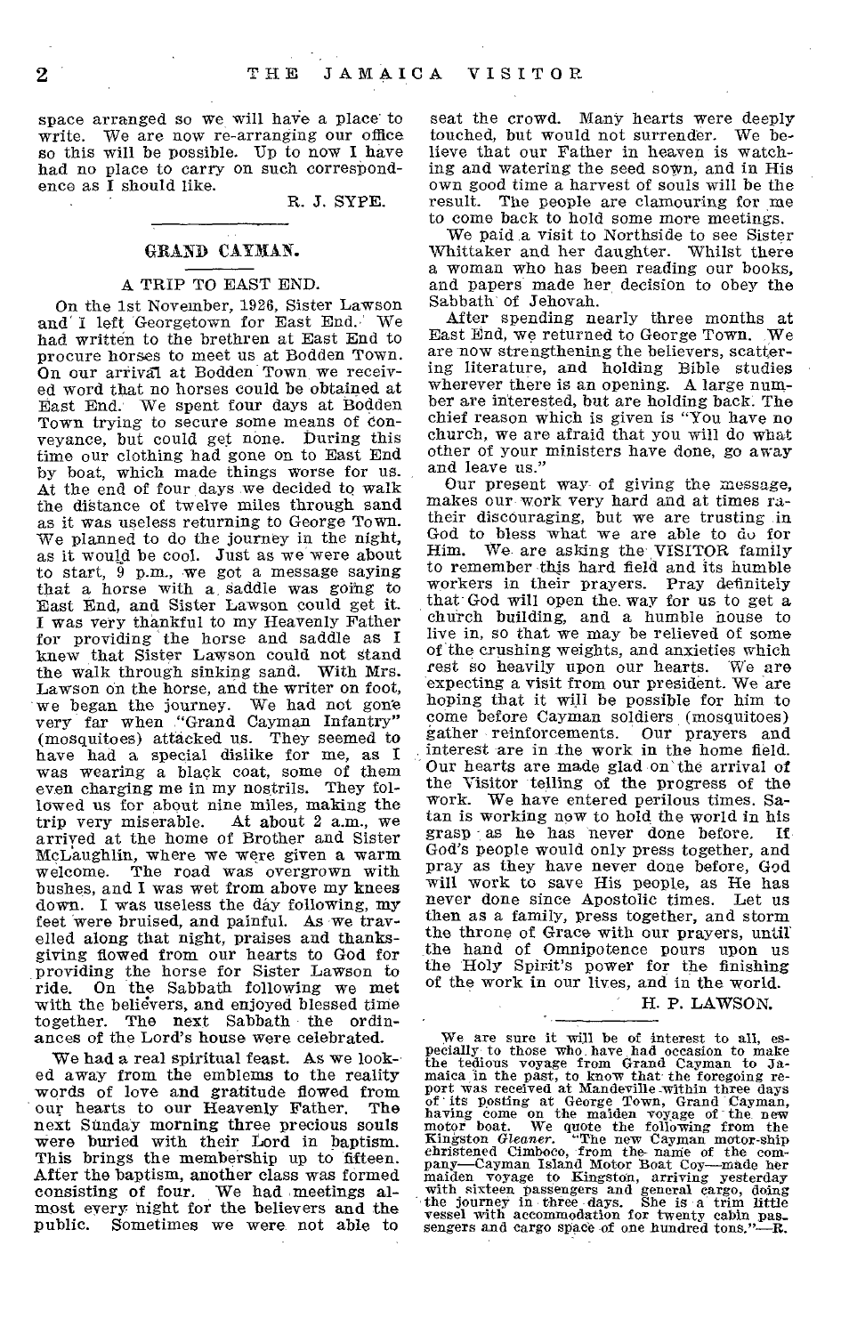space arranged so we will have a place to write. We are now re-arranging our office so this will be possible. Up to now I have had no place to carry on such correspondence as I should like.

R. J. SYPE.

## GRAND CAYMAN.

### A TRIP TO EAST END.

On the 1st November, 1926, Sister Lawson and I left Georgetown for East End. We had written to the brethren at East End to procure horses to meet us at Bodden Town. On our arrival at Bodden Town we received word that no horses could be obtained at East End. We spent four days at Bodden Town trying to secure some means of conveyance, but could get none. During this time our clothing had gone on to East End by boat, which made things worse for us. At the end of four days we decided to walk the distance of twelve miles through sand as it was useless returning to George Town. We planned to do the journey in the night, as it would be cool. Just as we were about to start, 9 p.m., we got a message saying that a horse with a saddle was going to East End, and Sister Lawson could get it. I was very thankful to my Heavenly Father for providing the horse and saddle as I knew that Sister Lawson could not stand the walk through sinking sand. With Mrs. Lawson on the horse, and the writer on foot, we began the journey. We had not gone very far when "Grand Cayman Infantry" (mosquitoes) attacked us. They seemed to have had a special dislike for me, as I was wearing a black coat, some of them even charging me in my nostrils. They followed us for about nine miles, making the trip very miserable. At about 2 a.m., we arrived at the home of Brother and Sister McLaughlin, where we were given a warm welcome. The road was overgrown with bushes, and I was wet from above my knees down. I was useless the day following, my feet were bruised, and painful. As we travelled along that night, praises and thanksgiving flowed from our hearts to God for providing the horse for Sister Lawson to ride. On the Sabbath following we met with the believers, and enjoyed blessed time together. The next Sabbath the ordinances of the Lord's house were celebrated.

We had a real spiritual feast. As we looked away from the emblems to the reality words of love and gratitude flowed from our hearts to our Heavenly Father. The next Sunday morning three precious souls were buried with their Lord in baptism. This brings the membership up to fifteen. After the baptism, another class was formed consisting of four. We had meetings almost every night for the believers and the public. Sometimes we were not able to seat the crowd. Many hearts were deeply touched, but would not surrender. We believe that our Father in heaven is watching and watering the seed sown, and in His own good time a harvest of souls will be the result. The people are clamouring for me to come back to hold some more meetings.

We paid a visit to Northside to see Sister Whittaker and her daughter. Whilst there a woman who has been reading our books, and papers made her decision to obey the Sabbath of Jehovah.

After spending nearly three months at East End, we returned to George Town. We are now strengthening the believers, scattering literature, and holding Bible studies wherever there is an opening. A large number are interested, but are holding back. The chief reason which is given is "You have no church, we are afraid that you will do what other of your ministers have done, go away and leave us."

Our present way of giving the message, makes our work very hard and at times rather discouraging, but we are trusting in God to bless what we are able to do for Him. We are asking the VISITOR family to remember this hard field and its humble workers in their prayers. Pray definitely that God will open the way for us to get a church building, and a humble house to live in, so that we may be relieved of some of the crushing weights, and anxieties which rest so heavily upon our hearts. We are expecting a visit from our president. We are hoping that it will be possible for him to come before Cayman soldiers (mosquitoes) gather reinforcements. Our prayers and interest are in the work in the home field. Our hearts are made glad on the arrival of the Visitor telling of the progress of the work. We have entered perilous times. Satan is working now to hold the world in his grasp as he has never done before. If God's people would only press together, and pray as they have never done before, God will work to save His people, as He has never done since Apostolic times. Let us then as a family, press together, and storm the throne of Grace with our prayers, until the hand of Omnipotence pours upon us the Holy Spirit's power for the finishing of the work in our lives, and in the world.

H. P. LAWSON.

We are sure it will be of interest to all, especially to those who have had occasion to make the tedious voyage from Grand Cayman to Jamaica in the past, to know that the foregoing report was received at Mandeville within three days of its posting at George Town, Grand Cayman, having come on the maiden voyage of the new motor boat. We quote the following from the Kingston *Gleaner*. "The new Cayman motor-ship christened Cimboco, from the name of the company—Cayman Island Motor Boat Coy—made her maiden voyage to Kingston, arriving yesterday with sixteen passengers and general cargo, doing the journey in three days. She is a trim little vessel with accommodation for twenty cabin passengers and cargo space of one hundred tons."—R.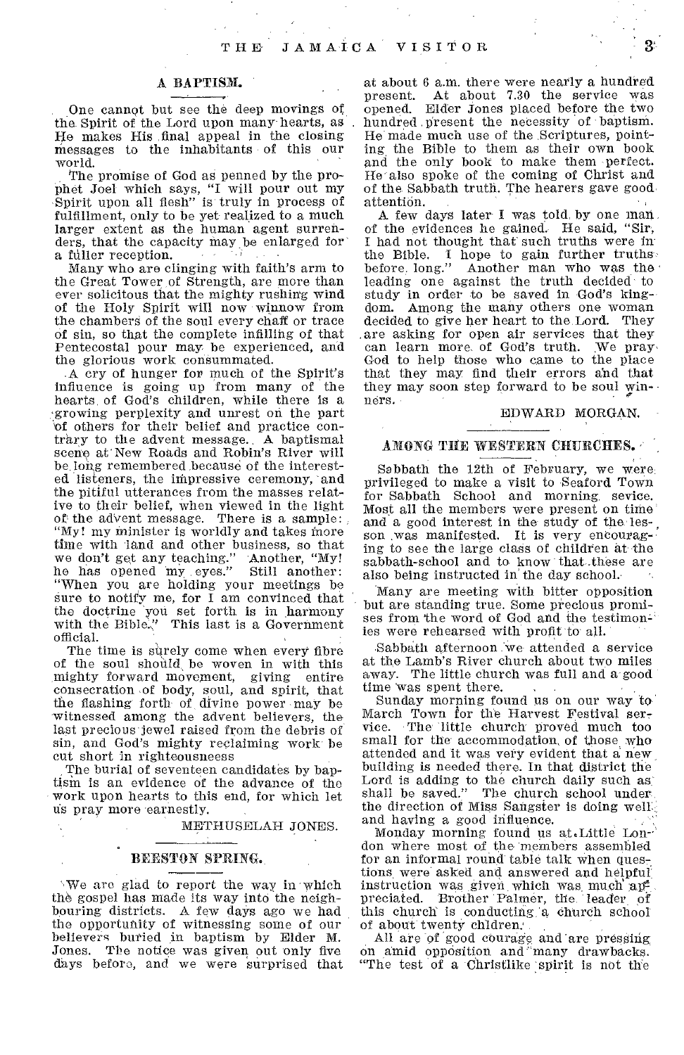## A BAPTISM.

One cannot but see the deep movings of the Spirit of the Lord upon many hearts, as He makes His final appeal in the closing messages to the inhabitants of this our world.

The promise of God as penned by the prophet Joel which says, "I will pour out my Spirit upon all flesh" is truly in process of fulfillment, only to be yet realized to a much larger extent as the human agent surrenders, that the capacity may be enlarged for a fuller reception.

Many who are clinging with faith's arm to the Great Tower of Strength, are more than ever solicitous that the mighty rushing wind of the Holy Spirit will now winnow from the chambers of the soul every chaff or trace of sin, so that the complete infilling of that Pentecostal pour may be experienced, and the glorious work consummated.

A cry of hunger for much of the Spirit's influence is going up from many of the hearts of God's children, while there is a growing perplexity and unrest on the part of others for their belief and practice contrary to the advent message. A baptismal scene at New Roads and Robin's River will be long remembered because of the interested listeners, the impressive ceremony, and the pitiful utterances from the masses relative to their belief, when viewed in the light of the advent message. There is a sample: "My! my minister is worldly and takes more time with land and other business, so that we don't get any teaching." Another, "My! he has opened my eyes." Still another: "When you are holding your meetings be sure to notify me, for I am convinced that the doctrine you set forth is in harmony with the Bible." This last is a Government official.

The time is surely come when every fibre of the soul should be woven in with this mighty forward movement, giving entire consecration of body, soul, and spirit, that the flashing forth of divine power may be witnessed among the advent believers, the last precious jewel raised from the debris of sin, and God's mighty reclaiming work be cut short in righteousness

The burial of seventeen candidates by baptism is an evidence of the advance of the work upon hearts to this end, for which let us pray more earnestly.

METHUSELAH JONES.

## BEESTON SPRING.

We are glad to report the way in which the gospel has made its way into the neighbouring districts. A few days ago we had the opportunity of witnessing some of our believers buried in baptism by Elder M. Jones. The notice was given out only five days before, and we were surprised that at about 6 a.m. there were nearly a hundred present. At about 7.30 the service was opened. Elder Jones placed before the two hundred present the necessity of baptism. He made much use of the Scriptures, pointing the Bible to them as their own book and the only book to make them perfect. He also spoke of the coming of Christ and of the Sabbath truth. The hearers gave good attention.

A few days later I was told by one man of the evidences he gained. He said, "Sir, I had not thought that such truths were in the Bible. I hope to gain further truths before long." Another man who was the leading one against the truth decided to study in order to be saved in God's kingdom. Among the many others one woman decided to give her heart to the Lord. They are asking for open air services that they can learn more of God's truth. We pray God to help those who came to the place that they may find their errors and that they may soon step forward to be soul winners.

EDWARD MORGAN.

## AMONG THE WESTERN CHURCHES.

Sabbath the 12th of February, we were privileged to make a visit to Seaford Town for Sabbath School and morning sevice. Most all the members were present on time and a good interest in the study of the lesson was manifested. It is very encouraging to see the large class of children at the sabbath-school and to know that these are also being instructed in the day school.

Many are meeting with bitter opposition but are standing true. Some precious promises from the word of God and the testimonies were rehearsed with profit to all.

Sabbath afternoon we attended a service at the Lamb's River church about two miles away. The little church was full and a good time was spent there.

Sunday morning found us on our way to March Town for the Harvest Festival service. The little church proved much too small for the accommodation of those who attended and it was very evident that a new building is needed there. In that district the Lord is adding to the church daily such as shall be saved." The church school under the direction of Miss Sangster is doing well and having a good influence.

Monday morning found us at Little London where most of the members assembled for an informal round table talk when questions were asked and answered and helpful instruction was given which was much appreciated. Brother Palmer, the leader of this church is conducting a church school of about twenty children.

All are of good courage and are pressing on amid opposition and many drawbacks. "The test of a Christlike spirit is not the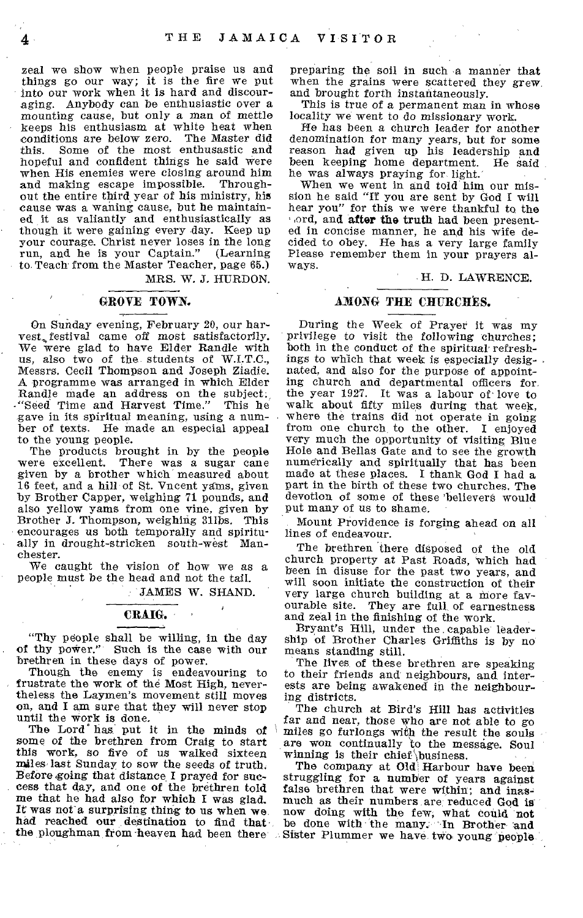zeal we show when people praise us and things go our way; it is the fire we put into our work when it is hard and discouraging. Anybody can be enthusiastic over a mounting cause, but only a man of mettle keeps his enthusiasm at white heat when conditions are below zero. The Master did this. Some of the most enthusiastic and hopeful and confident things he said were when His enemies were closing around him and making escape impossible. Throughout the entire third year of his ministry, his cause was a waning cause, but he maintained it as valiantly and enthusiastically as though it were gaining every day. Keep up your courage. Christ never loses in the long run, and he is your Captain." (Learning to Teach from the Master Teacher, page 65.)

MRS. W. J. HURDON.

## GROVE TOWN.

On Sunday evening, February 20, our harvest festival came off most satisfactorily. We were glad to have Elder Randle with us, also two of the students of W.I.T.C., Messrs. Cecil Thompson and Joseph Ziadie. A programme was arranged in which Elder Randle made an address on the subject, "Seed Time and Harvest Time." This he gave in its spiritual meaning, using a number of texts. He made an especial appeal to the young people.

The products brought in by the people were excellent. There was a sugar cane given by a brother which measured about 16 feet, and a hill of St. Vncent yams, given by Brother Capper, weighing 71 pounds, and also yellow yams from one vine, given by Brother J. Thompson, weighing 31lbs. This encourages us both temporally and spiritually in drought-stricken south-west Manchester.

We caught the vision of how we as a people must be the head and not the tail.

JAMES W. SHAND.

## CRAIG.

"Thy people shall be willing, in the day of thy power." Such is the case with our brethren in these days of power.

Though the enemy is endeavouring to frustrate the work of the Most High, nevertheless the Laymen's movement still moves on, and I am sure that they will never stop until the work is done.

The Lord has put it in the minds of some of the brethren from Craig to start this work, so five of us walked sixteen miles last Sunday to sow the seeds of truth. Before going that distance I prayed for success that day, and one of the brethren told me that he had also for which I was glad. It was not a surprising thing to us when we had reached our destination to find that the ploughman from heaven had been there preparing the soil in such a manner that when the grains were scattered they grew and brought forth instantaneously.

This is true of a permanent man in whose locality we went to do missionary work.

He has been a church leader for another denomination for many years, but for some reason had given up his leadership and been keeping home department. He said he was always praying for light.

When we went in and told him our mission he said "If you are sent by God I will hear you" for this we were thankful to the Lord, and **after the truth** had been presented in concise manner, he and his wife decided to obey. He has a very large family Please remember them in your prayers always.

H. D. LAWRENCE.

## AMONG THE CHURCHES.

During the Week of Prayer it was my privilege to visit the following churches; both in the conduct of the spiritual refreshings to which that week is especially designated, and also for the purpose of appointing church and departmental officers for the year 1927. It was a labour of love to walk about fifty miles during that week, where the trains did not operate in going from one church to the other. I enjoyed very much the opportunity of visiting Blue Hole and Bellas Gate and to see the growth numerically and spiritually that has been made at these places. I thank God I had a part in the birth of these two churches. The devotion of some of these believers would put many of us to shame.

Mount Providence is forging ahead on all lines of endeavour.

The brethren there disposed of the old church property at Past Roads, which had been in disuse for the past two years, and will soon initiate the construction of their very large church building at a more favourable site. They are full of earnestness and zeal in the finishing of the work.

Bryant's Hill, under the capable leadership of Brother Charles Griffiths is by no means standing still.

The lives of these brethren are speaking to their friends and neighbours, and interests are being awakened in the neighbouring districts.

The church at Bird's Hill has activities far and near, those who are not able to go miles go furlongs with the result the souls are won continually to the message. Soul winning is their chief business.

The company at Old Harbour have been struggling for a number of years against false brethren that were within; and inasmuch as their numbers are reduced God is now doing with the few, what could not be done with the many. In Brother and Sister Plummer we have two young people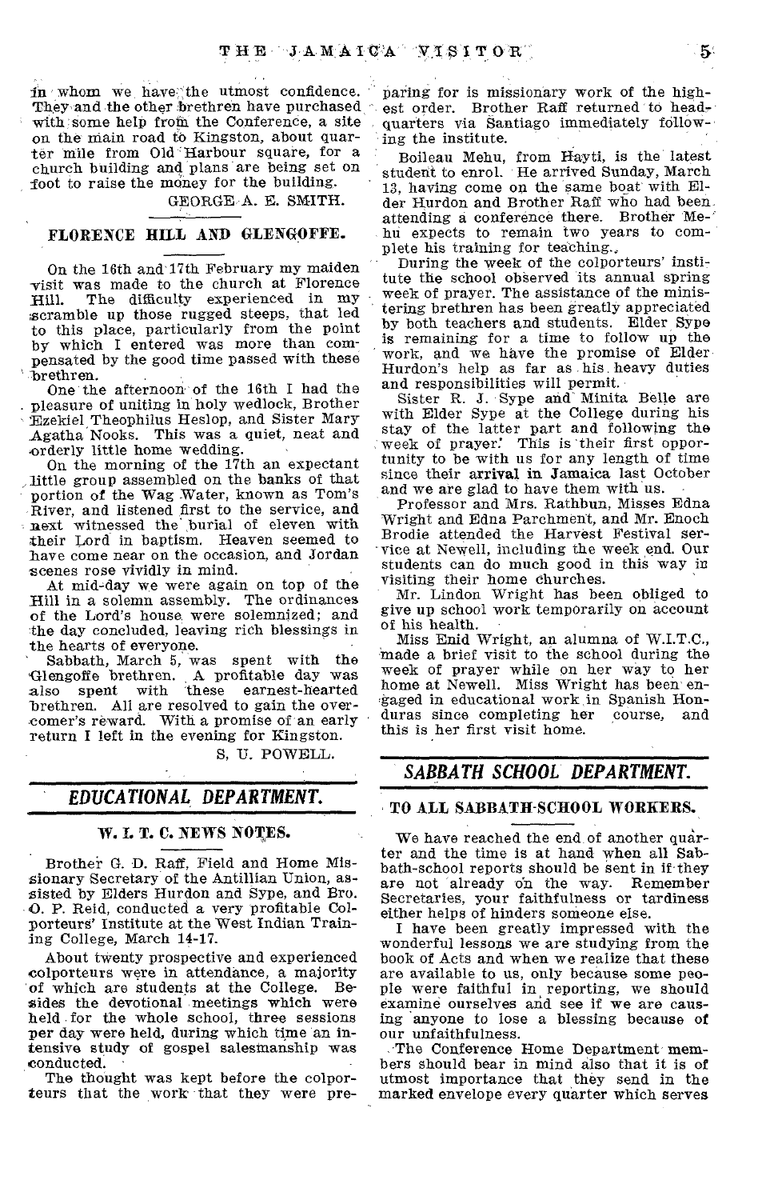in whom we have the utmost confidence. They and the other brethren have purchased with some help from the Conference, a site on the main road to Kingston, about quarter mile from Old Harbour square, for a church building and plans are being set on foot to raise the money for the building.

GEORGE A. E. SMITH.

### FLORENCE HILL AND GLENGOFFE.

On the 16th and 17th February my maiden visit was made to the church at Florence Hill. The difficulty experienced in my scramble up those rugged steeps, that led to this place, particularly from the point by which I entered was more than compensated by the good time passed with these brethren.

One the afternoon of the 16th I had the pleasure of uniting in holy wedlock, Brother Ezekiel Theophilus Heslop, and Sister Mary Agatha Nooks. This was a quiet, neat and orderly little home wedding.

On the morning of the 17th an expectant little group assembled on the banks of that portion of the Wag Water, known as Tom's River, and listened first to the service, and next witnessed the burial of eleven with their Lord in baptism. Heaven seemed to have come near on the occasion, and Jordan scenes rose vividly in mind.

At mid-day we were again on top of the Hill in a solemn assembly. The ordinances of the Lord's house were solemnized; and the day concluded, leaving rich blessings in the hearts of everyone.

Sabbath, March 5, was spent with the Glengoffe brethren. A profitable day was also spent with these earnest-hearted brethren. All are resolved to gain the overcomer's reward. With a promise of an early return I left in the evening for Kingston.

S. U. POWELL.

## *EDUCATIONAL DEPARTMENT.*

### W. I. T. C. NEWS NOTES.

Brother G. D. Raff, Field and Home Missionary Secretary of the Antillian Union, assisted by Elders Hurdon and Sype, and Bro. O. P. Reid, conducted a very profitable Colporteurs' Institute at the West Indian Training College, March 14-17.

About twenty prospective and experienced colporteurs were in attendance, a majority of which are students at the College. Besides the devotional meetings which were held for the whole school, three sessions per day were held, during which time an intensive study of gospel salesmanship was conducted.

The thought was kept before the colporteurs that the work that they were preparing for is missionary work of the highest order. Brother Raff returned to headquarters via Santiago immediately following the institute.

Boileau Mehu, from Hayti, is the latest student to enrol. He arrived Sunday, March 13, having come on the same boat with Elder Hurdon and Brother Raff who had been attending a conference there. Brother Mehu expects to remain two years to complete his training for teaching.

During the week of the colporteurs' institute the school observed its annual spring week of prayer. The assistance of the ministering brethren has been greatly appreciated by both teachers and students. Elder Sype is remaining for a time to follow up the work, and we have the promise of Elder Hurdon's help as far as his heavy duties and responsibilities will permit.

Sister R. J. Sype and Minita Belle are with Elder Sype at the College during his stay of the latter part and following the week of prayer. This is their first opportunity to be with us for any length of time since their arrival in Jamaica last October and we are glad to have them with us.

Professor and Mrs. Rathbun, Misses Edna Wright and Edna Parchment, and Mr. Enoch Brodie attended the Harvest Festival service at Newell, including the week end. Our students can do much good in this way in visiting their home churches.

Mr. Lindon Wright has been obliged to give up school work temporarily on account of his health.

Miss Enid Wright, an alumna of W.I.T.C., made a brief visit to the school during the week of prayer while on her way to her home at Newell. Miss Wright has been engaged in educational work in Spanish Honduras since completing her course, and this is her first visit home.

## *SABBATH SCHOOL DEPARTMENT.*

### TO ALL SABBATH-SCHOOL WORKERS.

We have reached the end of another quarter and the time is at hand when all Sabbath-school reports should be sent in if they are not already on the way. Remember Secretaries, your faithfulness or tardiness either helps of hinders someone else.

I have been greatly impressed with the wonderful lessons we are studying from the book of Acts and when we realize that these are available to us, only because some people were faithful in reporting, we should examine ourselves and see if we are causing anyone to lose a blessing because of our unfaithfulness.

The Conference Home Department members should bear in mind also that it is of utmost importance that they send in the marked envelope every quarter which serves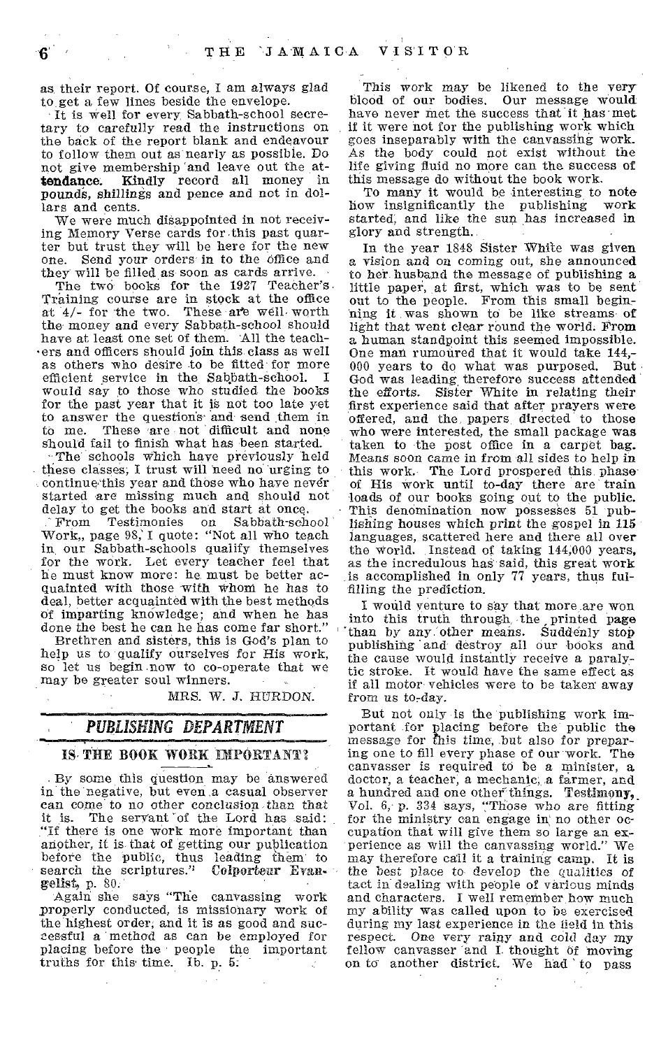as their report. Of course, I am always glad to get a few lines beside the envelope.

It is well for every Sabbath-school secretary to carefully read the instructions on the back of the report blank and endeavour to follow them out as nearly as possible. Do not give membership and leave out the **attendance.** Kindly record all money in **pounds, shillings** and pence and not in dollars and cents.

We were much disappointed in not receiving Memory Verse cards for this past quarter but trust they will be here for the new one. Send your orders in to the office and they will be filled as soon as cards arrive.

The two books for the 1927 Teacher's Training course are in stock at the office at 4/- for the two. These are well worth the money and every Sabbath-school should have at least one set of them. All the teachers and officers should join this class as well as others who desire to be fitted for more efficient service in the Sabbath-school. I would say to those who studied the books for the past year that it is not too late yet to answer the questions and send them in to me. These are not difficult and none should fail to finish what has been started.

The schools which have previously held these classes, I trust will need no urging to continue this year and those who have never started are missing much and should not delay to get the books and start at once.

From Testimonies on Sabbath-school Work,, page 98, I quote: "Not all who teach in our Sabbath-schools qualify themselves for the work. Let every teacher feel that he must know more: he must be better acquainted with those with whom he has to deal, better acquainted with the best methods of imparting knowledge; and when he has done the best he can he has come far short."

Brethren and sisters, this is God's plan to help us to qualify ourselves for His work, so let us begin now to co-operate that we may be greater soul winners.

MRS. W. J. HURDON.

## PUBLISHING DEPARTMENT

### IS THE BOOK WORK IMPORTANT?

By some this question may be answered in the negative, but even a casual observer can come to no other conclusion than that it is. The servant of the Lord has said: "If there is one work more important than another, it is that of getting our publication before the public, thus leading them to search the scriptures." **Colporteur Evangelist,** p. 80.

Again she says "The canvassing work properly conducted, is missionary work of the highest order, and it is as good and successful a method as can be employed for placing before the people the important truths for this time. Ib. p. 5.

This work may be likened to the very blood of our bodies. Our message would have never met the success that it has met if it were not for the publishing work which goes inseparably with the canvassing work. As the body could not exist without the life giving fluid no more can the success of this message do without the book work.

To many it would be interesting to note how insignificantly the publishing work started, and like the sun has increased in glory and strength.

In the year 1848 Sister White was given a vision and on coming out, she announced to her husband the message of publishing a little paper, at first, which was to be sent out to the people. From this small beginning it was shown to be like streams of light that went clear round the world. From a human standpoint this seemed impossible. One man rumoured that it would take 144,000 years to do what was purposed. But God was leading, therefore success attended the efforts. Sister White in relating their first experience said that after prayers were offered, and the papers directed to those who were interested, the small package was taken to the post office in a carpet bag. Means soon came in from all sides to help in this work. The Lord prospered this phase of His work until to-day there are train loads of our books going out to the public. This denomination now possesses 51 publishing houses which print the gospel in 115 languages, scattered here and there all over the world. Instead of taking 144,000 years, as the incredulous has said, this great work is accomplished in only 77 years, thus fulfilling the prediction.

I would venture to say that more are won into this truth through the printed page than by any other means. Suddenly stop publishing and destroy all our books and the cause would instantly receive a paralytic stroke. It would have the same effect as if all motor vehicles were to be taken away from us to-day.

But not only is the publishing work important for placing before the public the message for this time, but also for preparing one to fill every phase of our work. The canvasser is required to be a minister, a doctor, a teacher, a mechanic, a farmer, and a hundred and one other things. **Testimony,** Vol. 6, p. 334 says, "Those who are fitting for the ministry can engage in no other occupation that will give them so large an experience as will the canvassing world." We may therefore call it a training camp. It is the best place to develop the qualities of tact in dealing with people of various minds and characters. I well remember how much my ability was called upon to be exercised during my last experience in the field in this respect. One very rainy and cold day my fellow canvasser and I thought of moving on to another district. We had to pass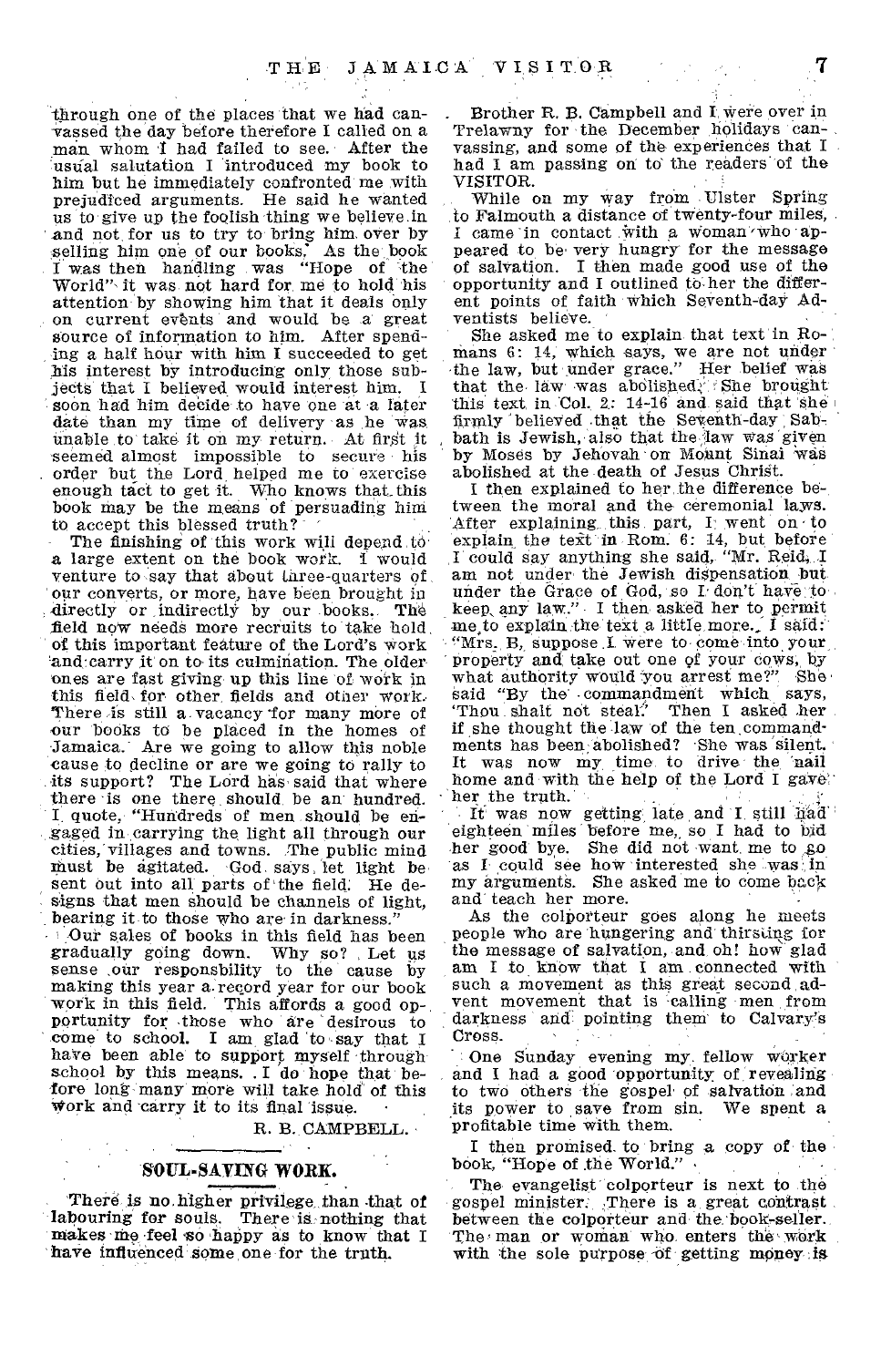through one of the places that we had canvassed the day before therefore I called on a man whom I had failed to see. After the usual salutation I introduced my book to him but he immediately confronted me with prejudiced arguments. He said he wanted us to give up the foolish thing we believe in and not for us to try to bring him over by selling him one of our books. As the book I was then handling was "Hope of the World" it was not hard for me to hold his attention by showing him that it deals only on current events and would be a great source of information to him. After spending a half hour with him I succeeded to get his interest by introducing only those subjects that I believed would interest him. I soon had him decide to have one at a later date than my time of delivery as he was unable to take it on my return. At first it seemed almost impossible to secure his order but the Lord helped me to exercise enough tact to get it. Who knows that this book may be the means of persuading him to accept this blessed truth?

The finishing of this work will depend to a large extent on the book work. I would venture to say that about three-quarters of our converts, or more, have been brought in directly or indirectly by our books. The field now needs more recruits to take hold of this important feature of the Lord's work and carry it on to its culmination. The older ones are fast giving up this line of work in this field for other fields and other work. There is still a vacancy for many more of our books to be placed in the homes of Jamaica. Are we going to allow this noble cause to decline or are we going to rally to its support? The Lord has said that where there is one there should be an hundred. I quote, "Hundreds of men should be engaged in carrying the light all through our cities, villages and towns. The public mind must be agitated. God says, let light be sent out into all parts of the field. He designs that men should be channels of light, bearing it to those who are in darkness."

Our sales of books in this field has been gradually going down. Why so? Let us sense our responsbility to the cause by making this year a record year for our book work in this field. This affords a good opportunity for those who are desirous to come to school. I am glad to say that I have been able to support myself through school by this means. I do hope that before long many more will take hold of this work and carry it to its final issue.

R. B. CAMPBELL.

---

## SOUL-SAVING WORK.

There is no higher privilege than that of labouring for souls. There is nothing that makes me feel so happy as to know that I have influenced some one for the truth.

Brother R. B. Campbell and I were over in Trelawny for the December holidays canvassing, and some of the experiences that I had I am passing on to the readers of the VISITOR.

While on my way from Ulster Spring to Falmouth a distance of twenty-four miles, I came in contact with a woman who appeared to be very hungry for the message of salvation. I then made good use of the opportunity and I outlined to her the different points of faith which Seventh-day Adventists believe.

She asked me to explain that text in Romans 6: 14, which says, we are not under the law, but under grace." Her belief was that the law was abolished. She brought this text in Col. 2: 14-16 and said that she firmly believed that the Seventh-day Sabbath is Jewish, also that the law was given by Moses by Jehovah on Mount Sinai was abolished at the death of Jesus Christ.

I then explained to her the difference between the moral and the ceremonial laws. After explaining this part, I went on to explain the text in Rom. 6: 14, but before I could say anything she said, "Mr. Reid, I am not under the Jewish dispensation but under the Grace of God, so I don't have to keep any law." I then asked her to permit me to explain the text a little more. I said: "Mrs. B, suppose I were to come into your property and take out one of your cows, by what authority would you arrest me?" She said "By the commandment which says, 'Thou shalt not steal.'" Then I asked her if she thought the law of the ten commandments has been abolished? She was silent. It was now my time to drive the nail home and with the help of the Lord I gave her the truth.

It was now getting late and I still had eighteen miles before me, so I had to bid her good bye. She did not want me to go as I could see how interested she was in my arguments. She asked me to come back and teach her more.

As the colporteur goes along he meets people who are hungering and thirsting for the message of salvation, and oh! how glad am I to know that I am connected with such a movement as this great second advent movement that is calling men from darkness and pointing them to Calvary's Cross.

One Sunday evening my fellow worker and I had a good opportunity of revealing to two others the gospel of salvation and its power to save from sin. We spent a profitable time with them.

I then promised to bring a copy of the book, "Hope of the World."

The evangelist colporteur is next to the gospel minister. There is a great contrast between the colporteur and the book-seller. The man or woman who enters the work with the sole purpose of getting money is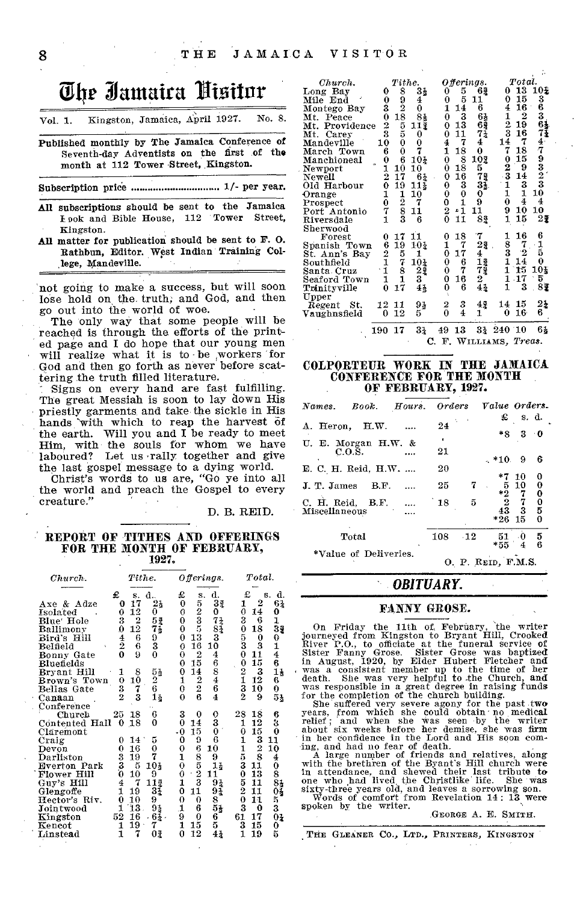# The Jamaica Visitor

Vol. 1. Kingston, Jamaica, April 1927. No. 8.

**Published monthly by The Jamaica Conference of** Seventh-day Adventists on the first of the month at 112 Tower Street, Kingston.

**Subscription price** ............................... **1/- per year.**

**All subscriptions should be sent to the Jamaica** Book and Bible House, 112 Tower Street, Kingston.

**All matter for publication should be sent to F. O.** Rathbun, Editor. West Indian Training College, Mandeville.

not going to make a success, but will soon lose hold on the truth, and God, and then go out into the world of woe.

The only way that some people will be reached is through the efforts of the printed page and I do hope that our young men will realize what it is to be workers for God and then go forth as never before scattering the truth filled literature.

Signs on every hand are fast fulfilling. The great Messiah is soon to lay down His priestly garments and take the sickle in His hands with which to reap the harvest of the earth. Will you and I be ready to meet Him, with the souls for whom we have laboured? Let us rally together and give the last gospel message to a dying world.

Christ's words to us are, "Go ye into all the world and preach the Gospel to every creature."

D. B. REID.

## REPORT OF TITHES AND OFFERINGS FOR THE MONTH OF FEBRUARY, 1927.

| Church. | Tithe. | | | Offerings. | | | Total. | | |
|---|---|---|---|---|---|---|---|---|---|
| | £ | s. | d. | £ | s. | d. | £ | s. | d. |
| Axe & Adze | 0 | 17 | 2½ | 0 | 5 | 3¾ | 1 | 2 | 6¼ |
| Isolated | 0 | 12 | 0 | 0 | 2 | 0 | 0 | 14 | 0 |
| Blue Hole | 3 | 2 | 5¾ | 0 | 3 | 7½ | 3 | 6 | 1 |
| Ballimony | 0 | 12 | 7½ | 0 | 5 | 8¼ | 0 | 18 | 3¾ |
| Bird's Hill | 4 | 6 | 9 | 0 | 13 | 3 | 5 | 0 | 0 |
| Belfield | 2 | 6 | 3 | 0 | 16 | 10 | 3 | 3 | 1 |
| Bonny Gate | 0 | 9 | 0 | 0 | 2 | 4 | 0 | 11 | 4 |
| Bluefields | | | | 0 | 15 | 6 | 0 | 15 | 6 |
| Bryant Hill | 1 | 8 | 5½ | 0 | 14 | 8 | 2 | 3 | 1½ |
| Brown's Town | 0 | 10 | 2 | 1 | 2 | 4 | 1 | 12 | 6 |
| Bellas Gate | 3 | 7 | 6 | 0 | 2 | 6 | 3 | 10 | 0 |
| Canaan | 2 | 3 | 1½ | 0 | 6 | 4 | 2 | 9 | 5½ |
| Conference Church | 25 | 18 | 6 | 3 | 0 | 0 | 28 | 18 | 6 |
| Contented Hall | 0 | 18 | 0 | 0 | 14 | 3 | 1 | 12 | 3 |
| Claremont | | | | 0 | 15 | 0 | 0 | 15 | 0 |
| Craig | 0 | 14 | 5 | 0 | 9 | 6 | 1 | 3 | 11 |
| Devon | 0 | 16 | 0 | 0 | 6 | 10 | 1 | 2 | 10 |
| Darliston | 3 | 19 | 7 | 1 | 8 | 9 | 5 | 8 | 4 |
| Everton Park | 3 | 5 | 10½ | 0 | 5 | 1½ | 3 | 11 | 0 |
| Flower Hill | 0 | 10 | 9 | 0 | 2 | 11 | 0 | 13 | 8 |
| Guy's Hill | 4 | 7 | 11¾ | 1 | 3 | 9¼ | 5 | 11 | 8¾ |
| Glengoffe | 1 | 19 | 3¾ | 0 | 11 | 9¼ | 2 | 11 | 0¾ |
| Hector's Riv. | 0 | 10 | 9 | 0 | 0 | 8 | 0 | 11 | 5 |
| Jointwood | 1 | 13 | 9½ | 1 | 6 | 5½ | 3 | 0 | 3 |
| Kingston | 52 | 16 | 6½ | 9 | 0 | 6 | 61 | 17 | 0½ |
| Kencot | 1 | 19 | 7 | 1 | 15 | 5 | 3 | 15 | 0 |
| Linstead | 1 | 7 | 0¾ | 0 | 12 | 4¼ | 1 | 19 | 5 |
| Long Bay | 0 | 8 | 3½ | 0 | 5 | 6¾ | 0 | 13 | 10¼ |
| Mile End | 0 | 9 | 4 | 0 | 5 | 11 | 0 | 15 | 3 |
| Montego Bay | 3 | 2 | 0 | 1 | 14 | 6 | 4 | 16 | 6 |
| Mt. Peace | 0 | 18 | 8½ | 0 | 3 | 6½ | 1 | 2 | 3 |
| Mt. Providence | 2 | 5 | 11¾ | 0 | 13 | 6¾ | 2 | 19 | 6½ |
| Mt. Carey | 3 | 5 | 0 | 0 | 11 | 7½ | 3 | 16 | 7½ |
| Mandeville | 10 | 0 | 0 | 4 | 7 | 4 | 14 | 7 | 4 |
| March Town | 6 | 0 | 7 | 1 | 18 | 0 | 7 | 18 | 7 |
| Manchioneal | 0 | 6 | 10½ | 0 | 8 | 10¾ | 0 | 15 | 9 |
| Newport | 1 | 10 | 10 | 0 | 18 | 5 | 2 | 9 | 3 |
| Newell | 2 | 17 | 6½ | 0 | 16 | 7¾ | 3 | 14 | 2 |
| Old Harbour | 0 | 19 | 11½ | 0 | 3 | 3½ | 1 | 3 | 3 |
| Orange | 1 | 1 | 10 | 0 | 0 | 0 | 1 | 1 | 10 |
| Prospect | 0 | 2 | 7 | 0 | 1 | 9 | 0 | 4 | 4 |
| Port Antonio | 7 | 8 | 11 | 2 | 1 | 11 | 9 | 10 | 10 |
| Riversdale | 1 | 3 | 6 | 0 | 11 | 8¾ | 1 | 15 | 2¾ |
| Sherwood Forest | 0 | 17 | 11 | 0 | 18 | 7 | 1 | 16 | 6 |
| Spanish Town | 6 | 19 | 10½ | 1 | 7 | 2¾ | 8 | 7 | 1 |
| St. Ann's Bay | 2 | 5 | 1 | 0 | 17 | 4 | 3 | 2 | 5 |
| Southfield | 1 | 7 | 10½ | 0 | 6 | 1¾ | 1 | 14 | 0 |
| Santa Cruz | 1 | 8 | 2¾ | 0 | 7 | 7¾ | 1 | 15 | 10½ |
| Seaford Town | 1 | 1 | 3 | 0 | 16 | 2 | 1 | 17 | 5 |
| Trinityville | 0 | 17 | 4½ | 0 | 6 | 4½ | 1 | 3 | 8¾ |
| Upper Regent St. | 12 | 11 | 9½ | 2 | 3 | 4¾ | 14 | 15 | 2¼ |
| Vaughnsfield | 0 | 12 | 5 | 0 | 4 | 1 | 0 | 16 | 6 |
| | 190 | 17 | 3¼ | 49 | 13 | 3½ | 240 | 10 | 6½ |

C. F. WILLIAMS, *Treas.*

## COLPORTEUR WORK IN THE JAMAICA CONFERENCE FOR THE MONTH OF FEBRUARY, 1927.

| *Names.* | *Book.* | *Hours.* | *Orders* | *Value Orders.* | | |
|---|---|---|---|---|---|---|
| | | | | £ | s. | d. |
| A. Heron, | H.W. | .... | 24 | *8 | 3 | 0 |
| U. E. Morgan | H.W. & C.O.S. | .... | 21 | *10 | 9 | 6 |
| E. C. H. Reid, | H.W. | .... | 20 | *7 | 10 | 0 |
| J. T. James | B.F. | .... | 25 | 7 | | |
| | | | | 5 | 10 | 0 |
| | | | | *2 | 7 | 0 |
| C. H. Reid, | B.F. | .... | 18 | 5 | | |
| | | | | 2 | 7 | 0 |
| Miscellaneous | | .... | | 43 | 3 | 5 |
| | | | | *26 | 15 | 0 |
| Total | | | 108 | 12 | | |
| | | | | 51 | 0 | 5 |
| | | | | *55 | 4 | 6 |

*Value of Deliveries.

O. P. REID, F.M.S.

## OBITUARY.

### FANNY GROSE.

On Friday the 11th of February, the writer journeyed from Kingston to Bryant Hill, Crooked River P.O., to officiate at the funeral service of Sister Fanny Grose. Sister Grose was baptized in August, 1920, by Elder Hubert Fletcher and was a consistent member up to the time of her death. She was very helpful to the Church, and was responsible in a great degree in raising funds for the completion of the church building.

She suffered very severe agony for the past two years, from which she could obtain no medical relief; and when she was seen by the writer about six weeks before her demise, she was firm in her confidence in the Lord and His soon coming, and had no fear of death.

A large number of friends and relatives, along with the brethren of the Byant's Hill church were in attendance, and shewed their last tribute to one who had lived the Christlike life. She was sixty-three years old, and leaves a sorrowing son.

Words of comfort from Revelation 14: 13 were spoken by the writer.

GEORGE A. E. SMITH.

THE GLEANER CO., LTD., PRINTERS, KINGSTON